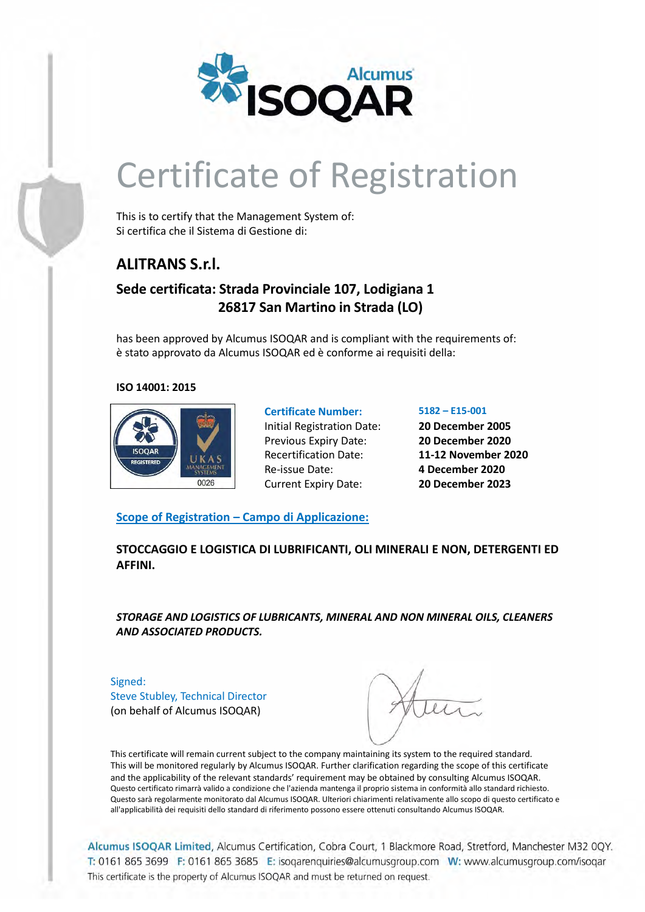Alcumus ISOQAR

# Certificate of Registration

This is to certify that the Management System of:
Si certifica che il Sistema di Gestione di:

## ALITRANS S.r.l.

### Sede certificata: Strada Provinciale 107, Lodigiana 1
### 26817 San Martino in Strada (LO)

has been approved by Alcumus ISOQAR and is compliant with the requirements of:
è stato approvato da Alcumus ISOQAR ed è conforme ai requisiti della:

**ISO 14001: 2015**

ISOQAR REGISTERED — UKAS MANAGEMENT SYSTEMS 0026

| | |
|---|---|
| **Certificate Number:** | **5182 – E15-001** |
| Initial Registration Date: | **20 December 2005** |
| Previous Expiry Date: | **20 December 2020** |
| Recertification Date: | **11-12 November 2020** |
| Re-issue Date: | **4 December 2020** |
| Current Expiry Date: | **20 December 2023** |

**Scope of Registration – Campo di Applicazione:**

**STOCCAGGIO E LOGISTICA DI LUBRIFICANTI, OLI MINERALI E NON, DETERGENTI ED AFFINI.**

***STORAGE AND LOGISTICS OF LUBRICANTS, MINERAL AND NON MINERAL OILS, CLEANERS AND ASSOCIATED PRODUCTS.***

Signed:
Steve Stubley, Technical Director
(on behalf of Alcumus ISOQAR)

This certificate will remain current subject to the company maintaining its system to the required standard. This will be monitored regularly by Alcumus ISOQAR. Further clarification regarding the scope of this certificate and the applicability of the relevant standards' requirement may be obtained by consulting Alcumus ISOQAR.
Questo certificato rimarrà valido a condizione che l'azienda mantenga il proprio sistema in conformità allo standard richiesto. Questo sarà regolarmente monitorato dal Alcumus ISOQAR. Ulteriori chiarimenti relativamente allo scopo di questo certificato e all'applicabilità dei requisiti dello standard di riferimento possono essere ottenuti consultando Alcumus ISOQAR.

Alcumus ISOQAR Limited, Alcumus Certification, Cobra Court, 1 Blackmore Road, Stretford, Manchester M32 0QY.
T: 0161 865 3699 F: 0161 865 3685 E: isoqarenquiries@alcumusgroup.com W: www.alcumusgroup.com/isoqar
This certificate is the property of Alcumus ISOQAR and must be returned on request.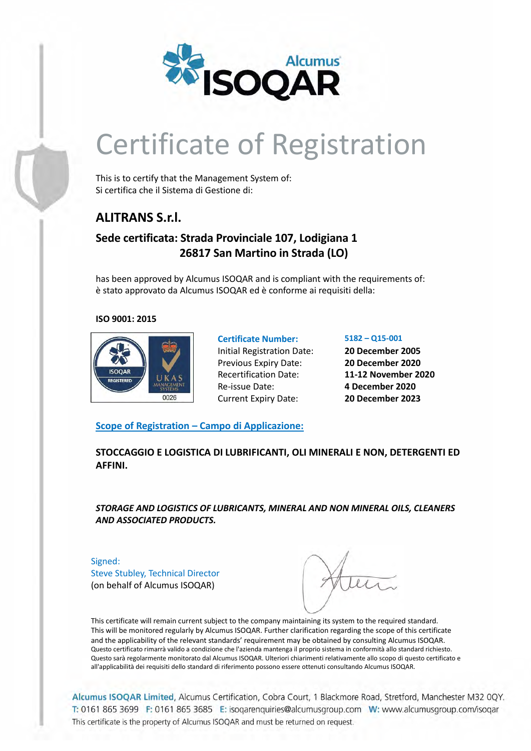# Certificate of Registration

This is to certify that the Management System of:
Si certifica che il Sistema di Gestione di:

## ALITRANS S.r.l.

### Sede certificata: Strada Provinciale 107, Lodigiana 1
### 26817 San Martino in Strada (LO)

has been approved by Alcumus ISOQAR and is compliant with the requirements of:
è stato approvato da Alcumus ISOQAR ed è conforme ai requisiti della:

**ISO 9001: 2015**

| | |
|---|---|
| **Certificate Number:** | **5182 – Q15-001** |
| Initial Registration Date: | **20 December 2005** |
| Previous Expiry Date: | **20 December 2020** |
| Recertification Date: | **11-12 November 2020** |
| Re-issue Date: | **4 December 2020** |
| Current Expiry Date: | **20 December 2023** |

**Scope of Registration – Campo di Applicazione:**

**STOCCAGGIO E LOGISTICA DI LUBRIFICANTI, OLI MINERALI E NON, DETERGENTI ED AFFINI.**

***STORAGE AND LOGISTICS OF LUBRICANTS, MINERAL AND NON MINERAL OILS, CLEANERS AND ASSOCIATED PRODUCTS.***

Signed:
Steve Stubley, Technical Director
(on behalf of Alcumus ISOQAR)

This certificate will remain current subject to the company maintaining its system to the required standard. This will be monitored regularly by Alcumus ISOQAR. Further clarification regarding the scope of this certificate and the applicability of the relevant standards' requirement may be obtained by consulting Alcumus ISOQAR.
Questo certificato rimarrà valido a condizione che l'azienda mantenga il proprio sistema in conformità allo standard richiesto. Questo sarà regolarmente monitorato dal Alcumus ISOQAR. Ulteriori chiarimenti relativamente allo scopo di questo certificato e all'applicabilità dei requisiti dello standard di riferimento possono essere ottenuti consultando Alcumus ISOQAR.

Alcumus ISOQAR Limited, Alcumus Certification, Cobra Court, 1 Blackmore Road, Stretford, Manchester M32 0QY.
T: 0161 865 3699 F: 0161 865 3685 E: isoqarenquiries@alcumusgroup.com W: www.alcumusgroup.com/isoqar
This certificate is the property of Alcumus ISOQAR and must be returned on request.